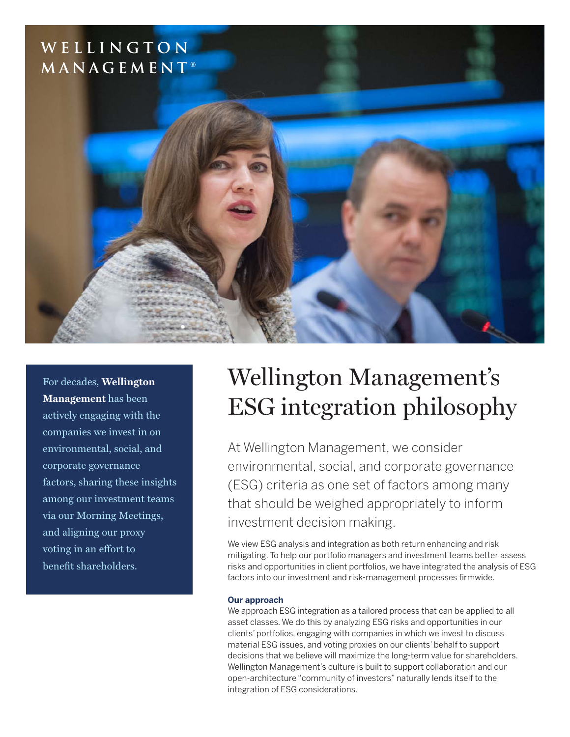WELLINGTON MANAGEMENT®

For decades, **Wellington Management** has been actively engaging with the companies we invest in on environmental, social, and corporate governance factors, sharing these insights among our investment teams via our Morning Meetings, and aligning our proxy voting in an effort to benefit shareholders.

# Wellington Management's ESG integration philosophy

At Wellington Management, we consider environmental, social, and corporate governance (ESG) criteria as one set of factors among many that should be weighed appropriately to inform investment decision making.

We view ESG analysis and integration as both return enhancing and risk mitigating. To help our portfolio managers and investment teams better assess risks and opportunities in client portfolios, we have integrated the analysis of ESG factors into our investment and risk-management processes firmwide.

**Our approach**

We approach ESG integration as a tailored process that can be applied to all asset classes. We do this by analyzing ESG risks and opportunities in our clients' portfolios, engaging with companies in which we invest to discuss material ESG issues, and voting proxies on our clients' behalf to support decisions that we believe will maximize the long-term value for shareholders. Wellington Management's culture is built to support collaboration and our open-architecture "community of investors" naturally lends itself to the integration of ESG considerations.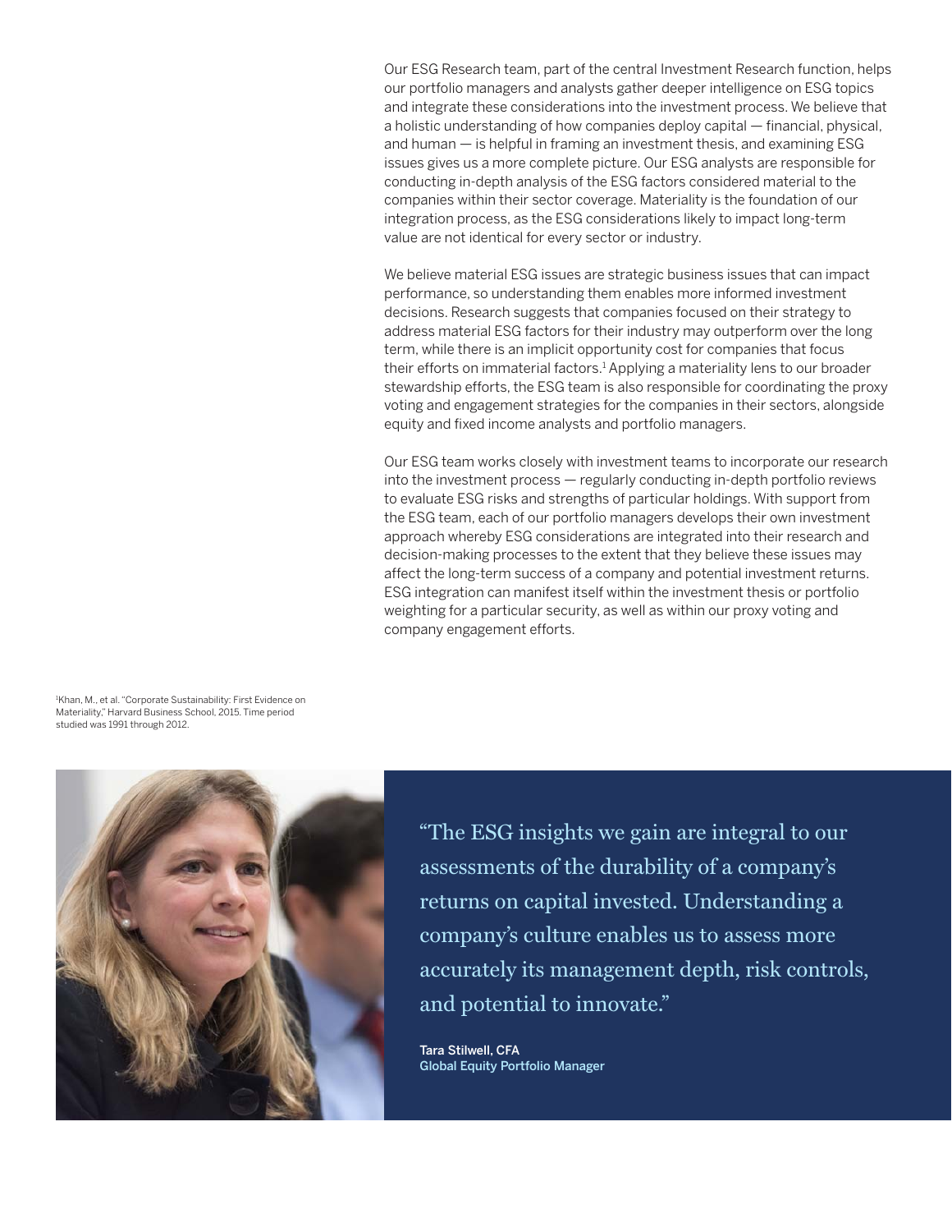Our ESG Research team, part of the central Investment Research function, helps our portfolio managers and analysts gather deeper intelligence on ESG topics and integrate these considerations into the investment process. We believe that a holistic understanding of how companies deploy capital — financial, physical, and human — is helpful in framing an investment thesis, and examining ESG issues gives us a more complete picture. Our ESG analysts are responsible for conducting in-depth analysis of the ESG factors considered material to the companies within their sector coverage. Materiality is the foundation of our integration process, as the ESG considerations likely to impact long-term value are not identical for every sector or industry.

We believe material ESG issues are strategic business issues that can impact performance, so understanding them enables more informed investment decisions. Research suggests that companies focused on their strategy to address material ESG factors for their industry may outperform over the long term, while there is an implicit opportunity cost for companies that focus their efforts on immaterial factors.[1] Applying a materiality lens to our broader stewardship efforts, the ESG team is also responsible for coordinating the proxy voting and engagement strategies for the companies in their sectors, alongside equity and fixed income analysts and portfolio managers.

Our ESG team works closely with investment teams to incorporate our research into the investment process — regularly conducting in-depth portfolio reviews to evaluate ESG risks and strengths of particular holdings. With support from the ESG team, each of our portfolio managers develops their own investment approach whereby ESG considerations are integrated into their research and decision-making processes to the extent that they believe these issues may affect the long-term success of a company and potential investment returns. ESG integration can manifest itself within the investment thesis or portfolio weighting for a particular security, as well as within our proxy voting and company engagement efforts.

[1]Khan, M., et al. "Corporate Sustainability: First Evidence on Materiality," Harvard Business School, 2015. Time period studied was 1991 through 2012.

> "The ESG insights we gain are integral to our assessments of the durability of a company's returns on capital invested. Understanding a company's culture enables us to assess more accurately its management depth, risk controls, and potential to innovate."
>
> **Tara Stilwell, CFA**
> Global Equity Portfolio Manager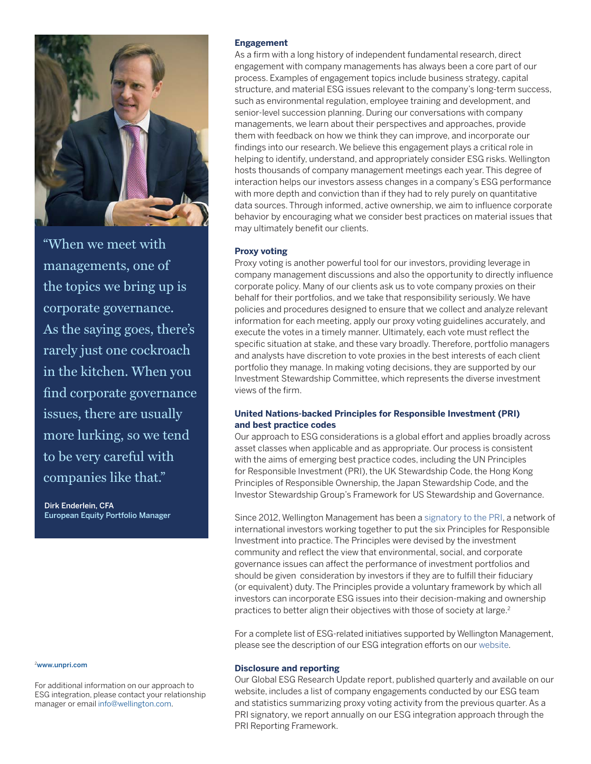"When we meet with managements, one of the topics we bring up is corporate governance. As the saying goes, there's rarely just one cockroach in the kitchen. When you find corporate governance issues, there are usually more lurking, so we tend to be very careful with companies like that."

**Dirk Enderlein, CFA**
**European Equity Portfolio Manager**

### Engagement

As a firm with a long history of independent fundamental research, direct engagement with company managements has always been a core part of our process. Examples of engagement topics include business strategy, capital structure, and material ESG issues relevant to the company's long-term success, such as environmental regulation, employee training and development, and senior-level succession planning. During our conversations with company managements, we learn about their perspectives and approaches, provide them with feedback on how we think they can improve, and incorporate our findings into our research. We believe this engagement plays a critical role in helping to identify, understand, and appropriately consider ESG risks. Wellington hosts thousands of company management meetings each year. This degree of interaction helps our investors assess changes in a company's ESG performance with more depth and conviction than if they had to rely purely on quantitative data sources. Through informed, active ownership, we aim to influence corporate behavior by encouraging what we consider best practices on material issues that may ultimately benefit our clients.

### Proxy voting

Proxy voting is another powerful tool for our investors, providing leverage in company management discussions and also the opportunity to directly influence corporate policy. Many of our clients ask us to vote company proxies on their behalf for their portfolios, and we take that responsibility seriously. We have policies and procedures designed to ensure that we collect and analyze relevant information for each meeting, apply our proxy voting guidelines accurately, and execute the votes in a timely manner. Ultimately, each vote must reflect the specific situation at stake, and these vary broadly. Therefore, portfolio managers and analysts have discretion to vote proxies in the best interests of each client portfolio they manage. In making voting decisions, they are supported by our Investment Stewardship Committee, which represents the diverse investment views of the firm.

### United Nations-backed Principles for Responsible Investment (PRI) and best practice codes

Our approach to ESG considerations is a global effort and applies broadly across asset classes when applicable and as appropriate. Our process is consistent with the aims of emerging best practice codes, including the UN Principles for Responsible Investment (PRI), the UK Stewardship Code, the Hong Kong Principles of Responsible Ownership, the Japan Stewardship Code, and the Investor Stewardship Group's Framework for US Stewardship and Governance.

Since 2012, Wellington Management has been a signatory to the PRI, a network of international investors working together to put the six Principles for Responsible Investment into practice. The Principles were devised by the investment community and reflect the view that environmental, social, and corporate governance issues can affect the performance of investment portfolios and should be given consideration by investors if they are to fulfill their fiduciary (or equivalent) duty. The Principles provide a voluntary framework by which all investors can incorporate ESG issues into their decision-making and ownership practices to better align their objectives with those of society at large.[2]

For a complete list of ESG-related initiatives supported by Wellington Management, please see the description of our ESG integration efforts on our website.

### Disclosure and reporting

Our Global ESG Research Update report, published quarterly and available on our website, includes a list of company engagements conducted by our ESG team and statistics summarizing proxy voting activity from the previous quarter. As a PRI signatory, we report annually on our ESG integration approach through the PRI Reporting Framework.

[2] **www.unpri.com**

For additional information on our approach to ESG integration, please contact your relationship manager or email info@wellington.com.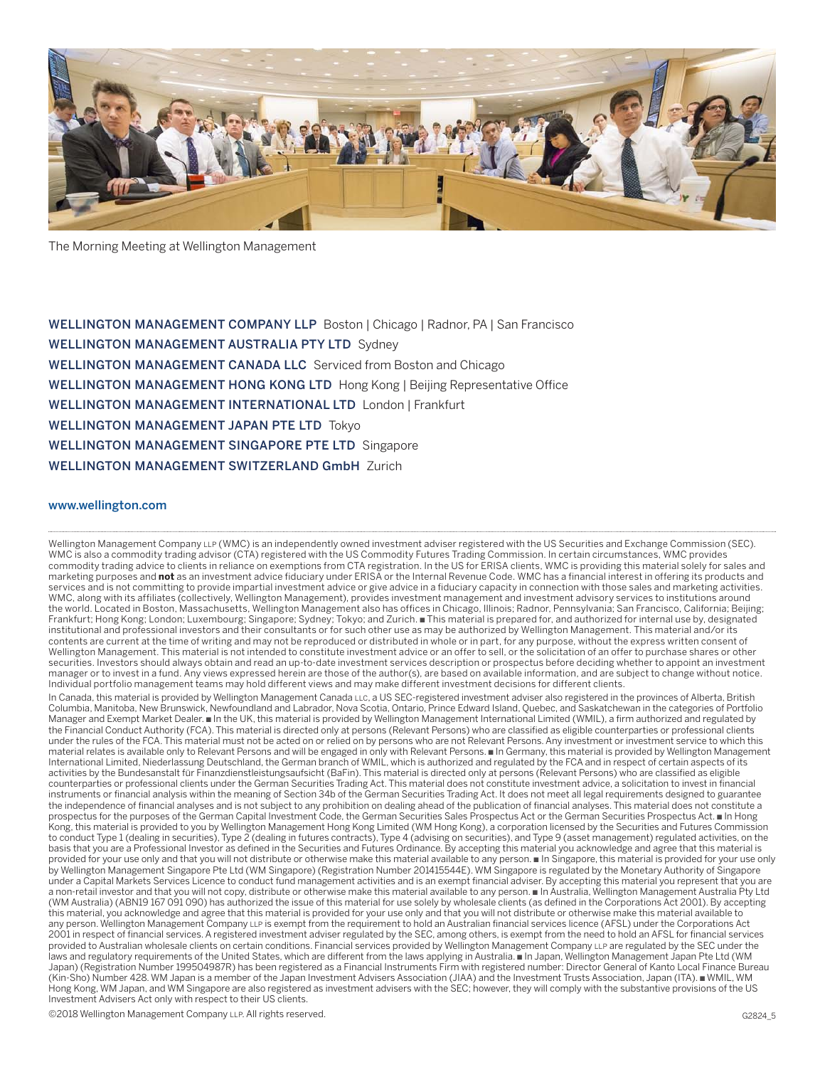The Morning Meeting at Wellington Management

**WELLINGTON MANAGEMENT COMPANY LLP** Boston | Chicago | Radnor, PA | San Francisco
**WELLINGTON MANAGEMENT AUSTRALIA PTY LTD** Sydney
**WELLINGTON MANAGEMENT CANADA LLC** Serviced from Boston and Chicago
**WELLINGTON MANAGEMENT HONG KONG LTD** Hong Kong | Beijing Representative Office
**WELLINGTON MANAGEMENT INTERNATIONAL LTD** London | Frankfurt
**WELLINGTON MANAGEMENT JAPAN PTE LTD** Tokyo
**WELLINGTON MANAGEMENT SINGAPORE PTE LTD** Singapore
**WELLINGTON MANAGEMENT SWITZERLAND GmbH** Zurich

**www.wellington.com**

---

Wellington Management Company LLP (WMC) is an independently owned investment adviser registered with the US Securities and Exchange Commission (SEC). WMC is also a commodity trading advisor (CTA) registered with the US Commodity Futures Trading Commission. In certain circumstances, WMC provides commodity trading advice to clients in reliance on exemptions from CTA registration. In the US for ERISA clients, WMC is providing this material solely for sales and marketing purposes and **not** as an investment advice fiduciary under ERISA or the Internal Revenue Code. WMC has a financial interest in offering its products and services and is not committing to provide impartial investment advice or give advice in a fiduciary capacity in connection with those sales and marketing activities. WMC, along with its affiliates (collectively, Wellington Management), provides investment management and investment advisory services to institutions around the world. Located in Boston, Massachusetts, Wellington Management also has offices in Chicago, Illinois; Radnor, Pennsylvania; San Francisco, California; Beijing; Frankfurt; Hong Kong; London; Luxembourg; Singapore; Sydney; Tokyo; and Zurich. ■ This material is prepared for, and authorized for internal use by, designated institutional and professional investors and their consultants or for such other use as may be authorized by Wellington Management. This material and/or its contents are current at the time of writing and may not be reproduced or distributed in whole or in part, for any purpose, without the express written consent of Wellington Management. This material is not intended to constitute investment advice or an offer to sell, or the solicitation of an offer to purchase shares or other securities. Investors should always obtain and read an up-to-date investment services description or prospectus before deciding whether to appoint an investment manager or to invest in a fund. Any views expressed herein are those of the author(s), are based on available information, and are subject to change without notice. Individual portfolio management teams may hold different views and may make different investment decisions for different clients.

In Canada, this material is provided by Wellington Management Canada LLC, a US SEC-registered investment adviser also registered in the provinces of Alberta, British Columbia, Manitoba, New Brunswick, Newfoundland and Labrador, Nova Scotia, Ontario, Prince Edward Island, Quebec, and Saskatchewan in the categories of Portfolio Manager and Exempt Market Dealer. ■ In the UK, this material is provided by Wellington Management International Limited (WMIL), a firm authorized and regulated by the Financial Conduct Authority (FCA). This material is directed only at persons (Relevant Persons) who are classified as eligible counterparties or professional clients under the rules of the FCA. This material must not be acted on or relied on by persons who are not Relevant Persons. Any investment or investment service to which this material relates is available only to Relevant Persons and will be engaged in only with Relevant Persons. ■ In Germany, this material is provided by Wellington Management International Limited, Niederlassung Deutschland, the German branch of WMIL, which is authorized and regulated by the FCA and in respect of certain aspects of its activities by the Bundesanstalt für Finanzdienstleistungsaufsicht (BaFin). This material is directed only at persons (Relevant Persons) who are classified as eligible counterparties or professional clients under the German Securities Trading Act. This material does not constitute investment advice, a solicitation to invest in financial instruments or financial analysis within the meaning of Section 34b of the German Securities Trading Act. It does not meet all legal requirements designed to guarantee the independence of financial analyses and is not subject to any prohibition on dealing ahead of the publication of financial analyses. This material does not constitute a prospectus for the purposes of the German Capital Investment Code, the German Securities Sales Prospectus Act or the German Securities Prospectus Act. ■ In Hong Kong, this material is provided to you by Wellington Management Hong Kong Limited (WM Hong Kong), a corporation licensed by the Securities and Futures Commission to conduct Type 1 (dealing in securities), Type 2 (dealing in futures contracts), Type 4 (advising on securities), and Type 9 (asset management) regulated activities, on the basis that you are a Professional Investor as defined in the Securities and Futures Ordinance. By accepting this material you acknowledge and agree that this material is provided for your use only and that you will not distribute or otherwise make this material available to any person. ■ In Singapore, this material is provided for your use only by Wellington Management Singapore Pte Ltd (WM Singapore) (Registration Number 201415544E). WM Singapore is regulated by the Monetary Authority of Singapore under a Capital Markets Services Licence to conduct fund management activities and is an exempt financial adviser. By accepting this material you represent that you are a non-retail investor and that you will not copy, distribute or otherwise make this material available to any person. ■ In Australia, Wellington Management Australia Pty Ltd (WM Australia) (ABN19 167 091 090) has authorized the issue of this material for use solely by wholesale clients (as defined in the Corporations Act 2001). By accepting this material, you acknowledge and agree that this material is provided for your use only and that you will not distribute or otherwise make this material available to any person. Wellington Management Company LLP is exempt from the requirement to hold an Australian financial services licence (AFSL) under the Corporations Act 2001 in respect of financial services. A registered investment adviser regulated by the SEC, among others, is exempt from the need to hold an AFSL for financial services provided to Australian wholesale clients on certain conditions. Financial services provided by Wellington Management Company LLP are regulated by the SEC under the laws and regulatory requirements of the United States, which are different from the laws applying in Australia. ■ In Japan, Wellington Management Japan Pte Ltd (WM Japan) (Registration Number 199504987R) has been registered as a Financial Instruments Firm with registered number: Director General of Kanto Local Finance Bureau (Kin-Sho) Number 428. WM Japan is a member of the Japan Investment Advisers Association (JIAA) and the Investment Trusts Association, Japan (ITA). ■ WMIL, WM Hong Kong, WM Japan, and WM Singapore are also registered as investment advisers with the SEC; however, they will comply with the substantive provisions of the US Investment Advisers Act only with respect to their US clients.

©2018 Wellington Management Company LLP. All rights reserved.

G2824_5